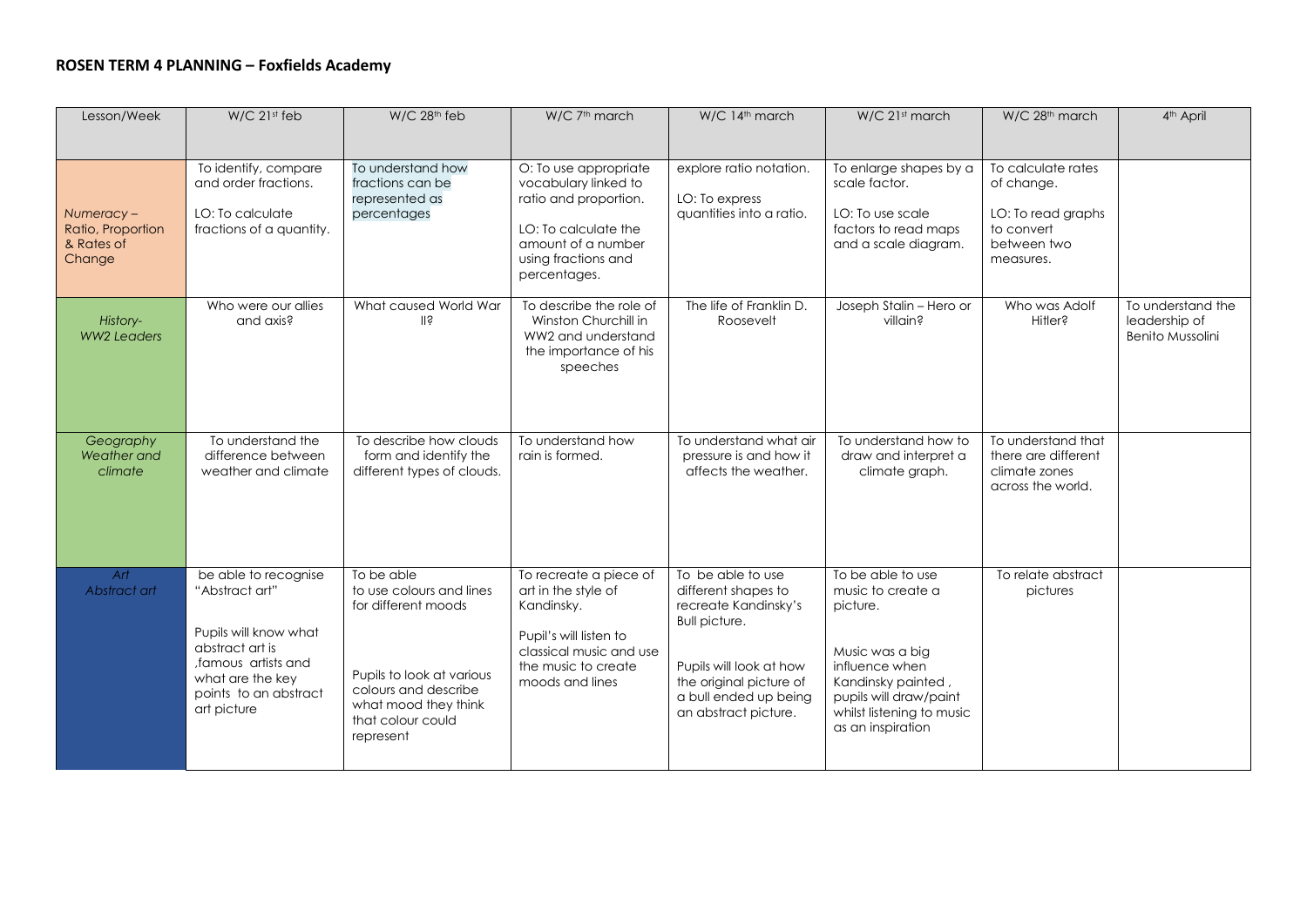# ROSEN TERM 4 PLANNING – Foxfields Academy

| Lesson/Week | W/C 21st feb | W/C 28th feb | W/C 7th march | W/C 14th march | W/C 21st march | W/C 28th march | 4th April |
|---|---|---|---|---|---|---|---|
| *Numeracy – Ratio, Proportion & Rates of Change* | To identify, compare and order fractions.<br><br>LO: To calculate fractions of a quantity. | To understand how fractions can be represented as percentages | O: To use appropriate vocabulary linked to ratio and proportion.<br><br>LO: To calculate the amount of a number using fractions and percentages. | explore ratio notation.<br><br>LO: To express quantities into a ratio. | To enlarge shapes by a scale factor.<br><br>LO: To use scale factors to read maps and a scale diagram. | To calculate rates of change.<br><br>LO: To read graphs to convert between two measures. | |
| *History- WW2 Leaders* | Who were our allies and axis? | What caused World War II? | To describe the role of Winston Churchill in WW2 and understand the importance of his speeches | The life of Franklin D. Roosevelt | Joseph Stalin – Hero or villain? | Who was Adolf Hitler? | To understand the leadership of Benito Mussolini |
| *Geography Weather and climate* | To understand the difference between weather and climate | To describe how clouds form and identify the different types of clouds. | To understand how rain is formed. | To understand what air pressure is and how it affects the weather. | To understand how to draw and interpret a climate graph. | To understand that there are different climate zones across the world. | |
| *Art Abstract art* | be able to recognise "Abstract art"<br><br>Pupils will know what abstract art is ,famous artists and what are the key points to an abstract art picture | To be able to use colours and lines for different moods<br><br>Pupils to look at various colours and describe what mood they think that colour could represent | To recreate a piece of art in the style of Kandinsky.<br><br>Pupil's will listen to classical music and use the music to create moods and lines | To be able to use different shapes to recreate Kandinsky's Bull picture.<br><br>Pupils will look at how the original picture of a bull ended up being an abstract picture. | To be able to use music to create a picture.<br><br>Music was a big influence when Kandinsky painted , pupils will draw/paint whilst listening to music as an inspiration | To relate abstract pictures | |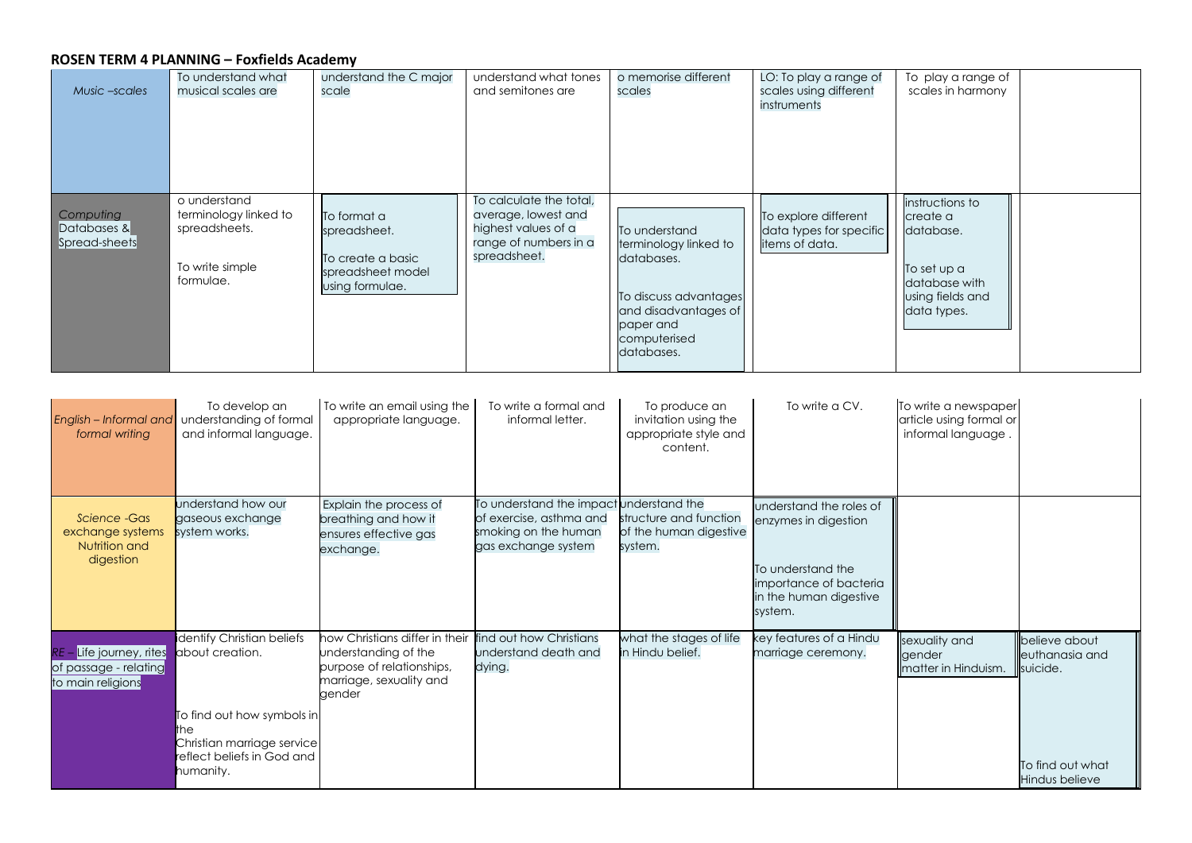## ROSEN TERM 4 PLANNING – Foxfields Academy

| | | | | | | | |
|---|---|---|---|---|---|---|---|
| *Music –scales* | To understand what musical scales are | understand the C major scale | understand what tones and semitones are | o memorise different scales | LO: To play a range of scales using different instruments | To play a range of scales in harmony | |
| Computing Databases & Spread-sheets | o understand terminology linked to spreadsheets.<br><br>To write simple formulae. | To format a spreadsheet.<br><br>To create a basic spreadsheet model using formulae. | To calculate the total, average, lowest and highest values of a range of numbers in a spreadsheet. | To understand terminology linked to databases.<br><br>To discuss advantages and disadvantages of paper and computerised databases. | To explore different data types for specific items of data. | instructions to create a database.<br><br>To set up a database with using fields and data types. | |

| | | | | | | | |
|---|---|---|---|---|---|---|---|
| *English – Informal and formal writing* | To develop an understanding of formal and informal language. | To write an email using the appropriate language. | To write a formal and informal letter. | To produce an invitation using the appropriate style and content. | To write a CV. | To write a newspaper article using formal or informal language . | |
| *Science -Gas exchange systems Nutrition and digestion* | understand how our gaseous exchange system works. | Explain the process of breathing and how it ensures effective gas exchange. | To understand the impact of exercise, asthma and smoking on the human gas exchange system | understand the structure and function of the human digestive system. | understand the roles of enzymes in digestion<br><br>To understand the importance of bacteria in the human digestive system. | | |
| *RE* – Life journey, rites of passage - relating to main religions | identify Christian beliefs about creation.<br><br>To find out how symbols in the Christian marriage service reflect beliefs in God and humanity. | how Christians differ in their understanding of the purpose of relationships, marriage, sexuality and gender | find out how Christians understand death and dying. | what the stages of life in Hindu belief. | key features of a Hindu marriage ceremony. | sexuality and gender matter in Hinduism. | believe about euthanasia and suicide.<br><br>To find out what Hindus believe |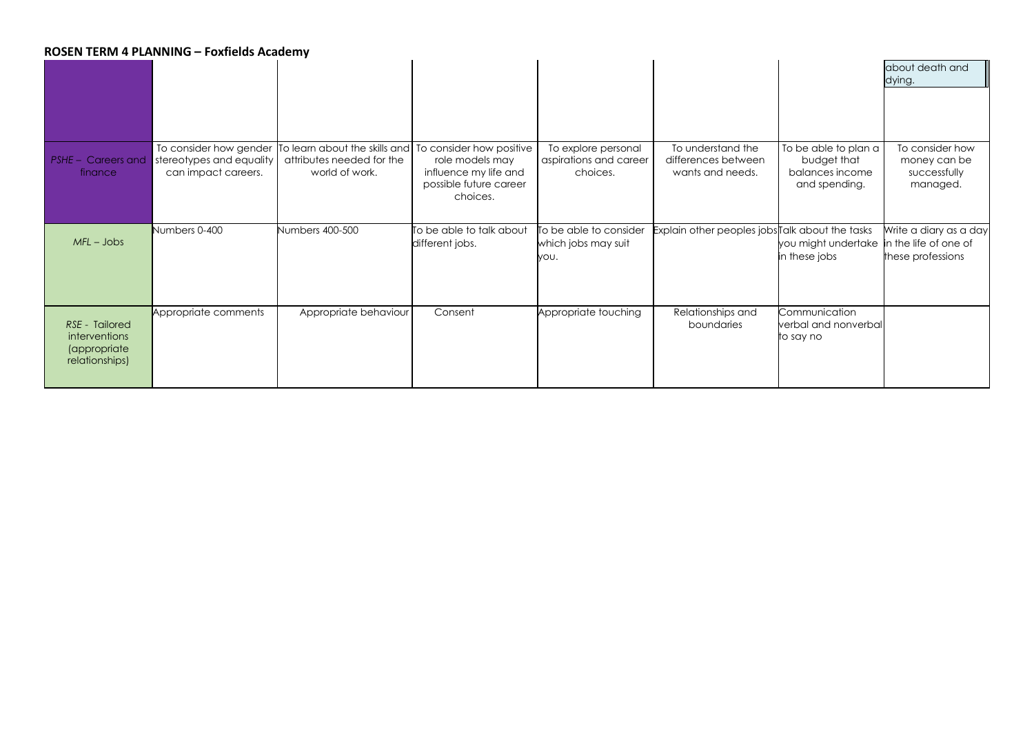## ROSEN TERM 4 PLANNING – Foxfields Academy

| | | | | | | | |
|---|---|---|---|---|---|---|---|
| | | | | | | | about death and dying. |
| *PSHE* – Careers and finance | To consider how gender stereotypes and equality can impact careers. | To learn about the skills and attributes needed for the world of work. | To consider how positive role models may influence my life and possible future career choices. | To explore personal aspirations and career choices. | To understand the differences between wants and needs. | To be able to plan a budget that balances income and spending. | To consider how money can be successfully managed. |
| *MFL* – Jobs | Numbers 0-400 | Numbers 400-500 | To be able to talk about different jobs. | To be able to consider which jobs may suit you. | Explain other peoples jobs | Talk about the tasks you might undertake in these jobs | Write a diary as a day in the life of one of these professions |
| *RSE* - Tailored interventions (appropriate relationships) | Appropriate comments | Appropriate behaviour | Consent | Appropriate touching | Relationships and boundaries | Communication verbal and nonverbal to say no | |